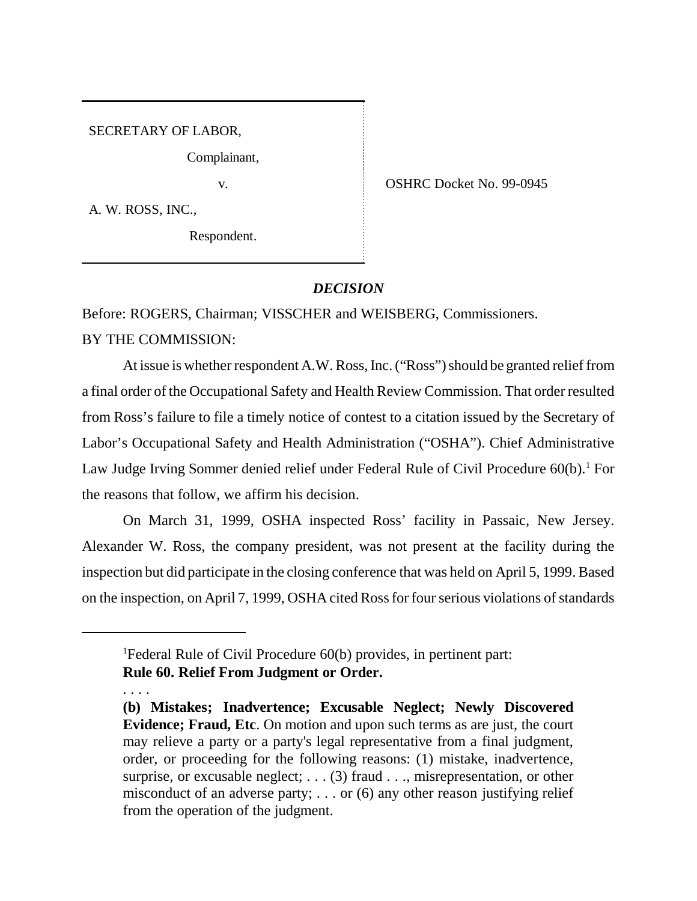SECRETARY OF LABOR,

Complainant,

v.

A. W. ROSS, INC.,

Respondent.

OSHRC Docket No. 99-0945

## *DECISION*

Before: ROGERS, Chairman; VISSCHER and WEISBERG, Commissioners.

BY THE COMMISSION:

At issue is whether respondent A.W. Ross, Inc. ("Ross") should be granted relief from a final order of the Occupational Safety and Health Review Commission. That order resulted from Ross's failure to file a timely notice of contest to a citation issued by the Secretary of Labor's Occupational Safety and Health Administration ("OSHA"). Chief Administrative Law Judge Irving Sommer denied relief under Federal Rule of Civil Procedure 60(b).[1] For the reasons that follow, we affirm his decision.

On March 31, 1999, OSHA inspected Ross' facility in Passaic, New Jersey. Alexander W. Ross, the company president, was not present at the facility during the inspection but did participate in the closing conference that was held on April 5, 1999. Based on the inspection, on April 7, 1999, OSHA cited Ross for four serious violations of standards

---

[1]Federal Rule of Civil Procedure 60(b) provides, in pertinent part:

**Rule 60. Relief From Judgment or Order.**

. . . .

**(b) Mistakes; Inadvertence; Excusable Neglect; Newly Discovered Evidence; Fraud, Etc**. On motion and upon such terms as are just, the court may relieve a party or a party's legal representative from a final judgment, order, or proceeding for the following reasons: (1) mistake, inadvertence, surprise, or excusable neglect; . . . (3) fraud . . ., misrepresentation, or other misconduct of an adverse party; . . . or (6) any other reason justifying relief from the operation of the judgment.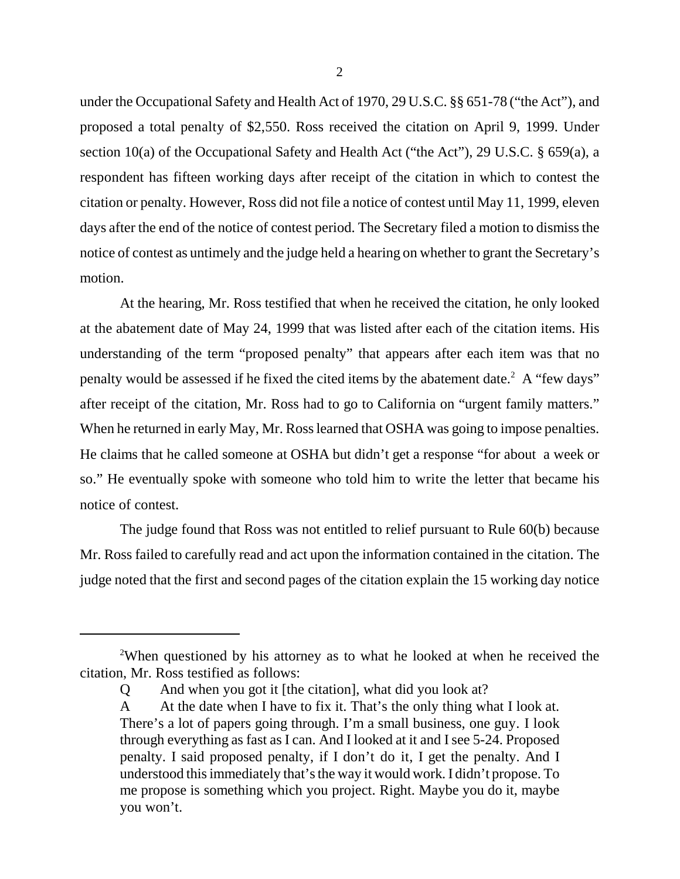under the Occupational Safety and Health Act of 1970, 29 U.S.C. §§ 651-78 ("the Act"), and proposed a total penalty of $2,550. Ross received the citation on April 9, 1999. Under section 10(a) of the Occupational Safety and Health Act ("the Act"), 29 U.S.C. § 659(a), a respondent has fifteen working days after receipt of the citation in which to contest the citation or penalty. However, Ross did not file a notice of contest until May 11, 1999, eleven days after the end of the notice of contest period. The Secretary filed a motion to dismiss the notice of contest as untimely and the judge held a hearing on whether to grant the Secretary's motion.

At the hearing, Mr. Ross testified that when he received the citation, he only looked at the abatement date of May 24, 1999 that was listed after each of the citation items. His understanding of the term "proposed penalty" that appears after each item was that no penalty would be assessed if he fixed the cited items by the abatement date.[2] A "few days" after receipt of the citation, Mr. Ross had to go to California on "urgent family matters." When he returned in early May, Mr. Ross learned that OSHA was going to impose penalties. He claims that he called someone at OSHA but didn't get a response "for about a week or so." He eventually spoke with someone who told him to write the letter that became his notice of contest.

The judge found that Ross was not entitled to relief pursuant to Rule 60(b) because Mr. Ross failed to carefully read and act upon the information contained in the citation. The judge noted that the first and second pages of the citation explain the 15 working day notice

---

[2]When questioned by his attorney as to what he looked at when he received the citation, Mr. Ross testified as follows:

> Q And when you got it [the citation], what did you look at?
>
> A At the date when I have to fix it. That's the only thing what I look at. There's a lot of papers going through. I'm a small business, one guy. I look through everything as fast as I can. And I looked at it and I see 5-24. Proposed penalty. I said proposed penalty, if I don't do it, I get the penalty. And I understood this immediately that's the way it would work. I didn't propose. To me propose is something which you project. Right. Maybe you do it, maybe you won't.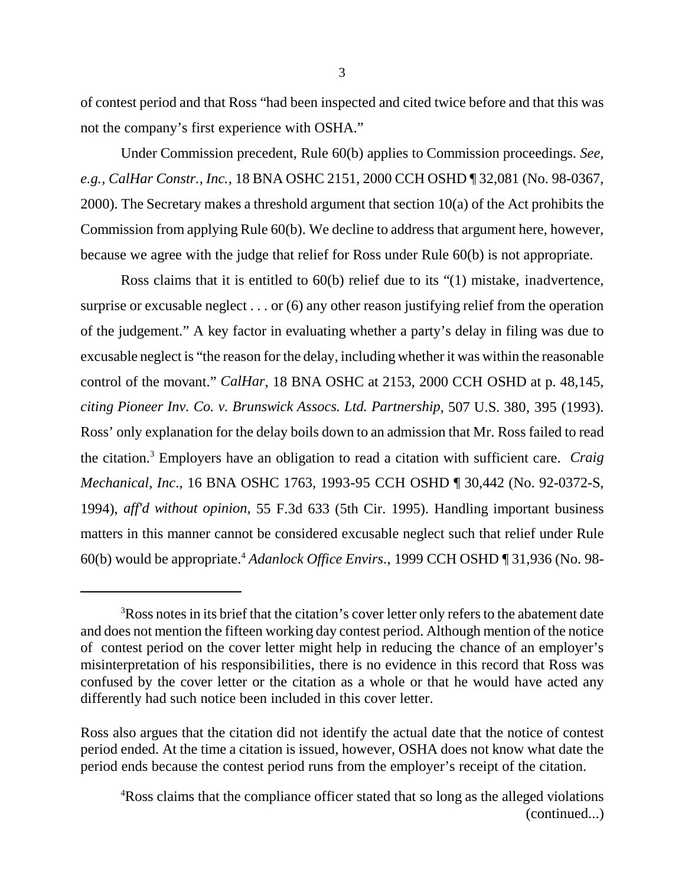of contest period and that Ross "had been inspected and cited twice before and that this was not the company's first experience with OSHA."

Under Commission precedent, Rule 60(b) applies to Commission proceedings. *See, e.g., CalHar Constr., Inc.*, 18 BNA OSHC 2151, 2000 CCH OSHD ¶ 32,081 (No. 98-0367, 2000). The Secretary makes a threshold argument that section 10(a) of the Act prohibits the Commission from applying Rule 60(b). We decline to address that argument here, however, because we agree with the judge that relief for Ross under Rule 60(b) is not appropriate.

Ross claims that it is entitled to 60(b) relief due to its "(1) mistake, inadvertence, surprise or excusable neglect . . . or (6) any other reason justifying relief from the operation of the judgement." A key factor in evaluating whether a party's delay in filing was due to excusable neglect is "the reason for the delay, including whether it was within the reasonable control of the movant." *CalHar*, 18 BNA OSHC at 2153, 2000 CCH OSHD at p. 48,145, *citing Pioneer Inv. Co. v. Brunswick Assocs. Ltd. Partnership*, 507 U.S. 380, 395 (1993). Ross' only explanation for the delay boils down to an admission that Mr. Ross failed to read the citation.[3] Employers have an obligation to read a citation with sufficient care. *Craig Mechanical, Inc*., 16 BNA OSHC 1763, 1993-95 CCH OSHD ¶ 30,442 (No. 92-0372-S, 1994), *aff'd without opinion,* 55 F.3d 633 (5th Cir. 1995). Handling important business matters in this manner cannot be considered excusable neglect such that relief under Rule 60(b) would be appropriate.[4] *Adanlock Office Envirs*., 1999 CCH OSHD ¶ 31,936 (No. 98-

---

[3]Ross notes in its brief that the citation's cover letter only refers to the abatement date and does not mention the fifteen working day contest period. Although mention of the notice of contest period on the cover letter might help in reducing the chance of an employer's misinterpretation of his responsibilities, there is no evidence in this record that Ross was confused by the cover letter or the citation as a whole or that he would have acted any differently had such notice been included in this cover letter.

Ross also argues that the citation did not identify the actual date that the notice of contest period ended. At the time a citation is issued, however, OSHA does not know what date the period ends because the contest period runs from the employer's receipt of the citation.

[4]Ross claims that the compliance officer stated that so long as the alleged violations (continued...)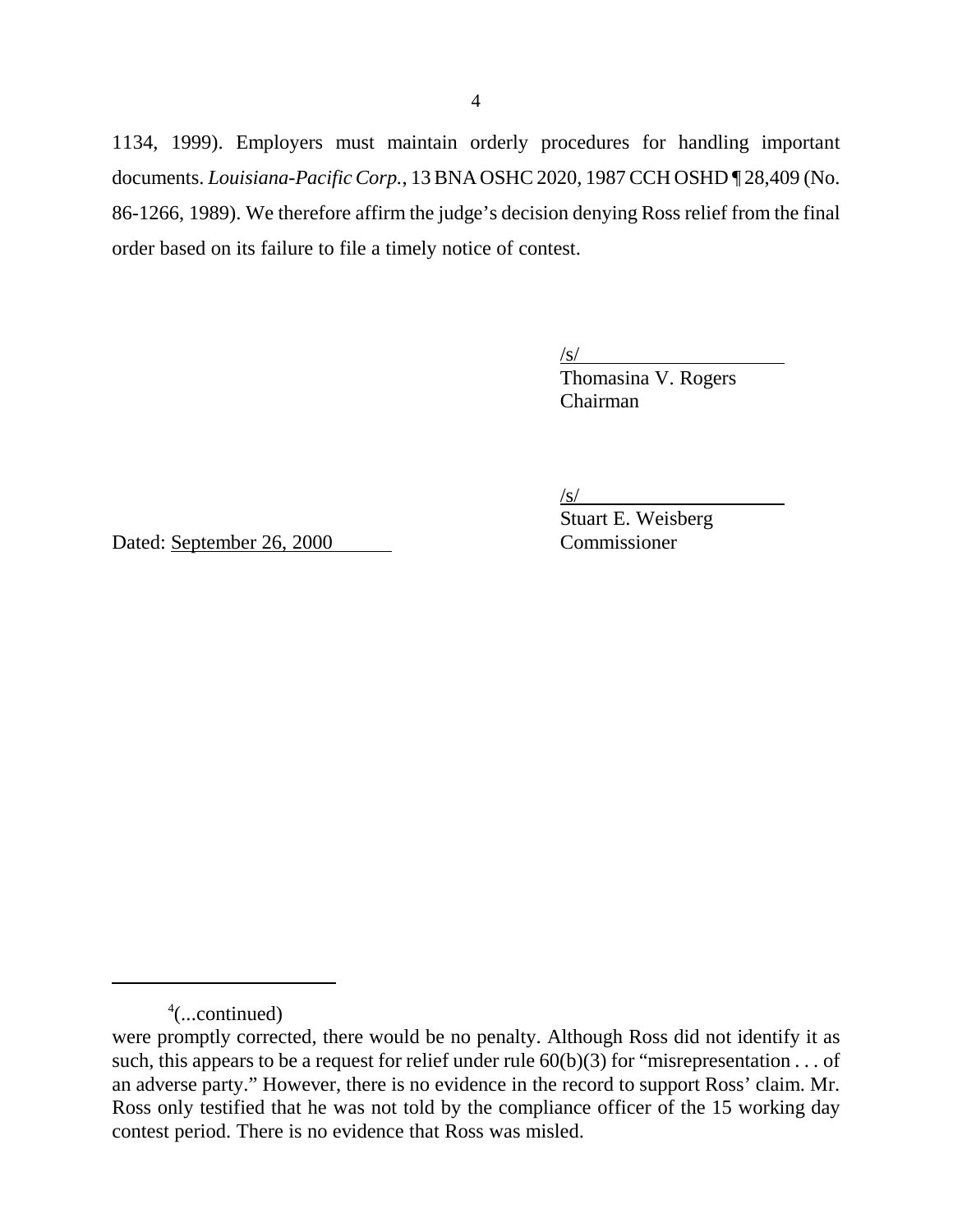1134, 1999). Employers must maintain orderly procedures for handling important documents. *Louisiana-Pacific Corp.*, 13 BNA OSHC 2020, 1987 CCH OSHD ¶ 28,409 (No. 86-1266, 1989). We therefore affirm the judge's decision denying Ross relief from the final order based on its failure to file a timely notice of contest.

/s/
Thomasina V. Rogers
Chairman

/s/
Stuart E. Weisberg
Commissioner

Dated: September 26, 2000

---

[4](...continued)
were promptly corrected, there would be no penalty. Although Ross did not identify it as such, this appears to be a request for relief under rule 60(b)(3) for "misrepresentation . . . of an adverse party." However, there is no evidence in the record to support Ross' claim. Mr. Ross only testified that he was not told by the compliance officer of the 15 working day contest period. There is no evidence that Ross was misled.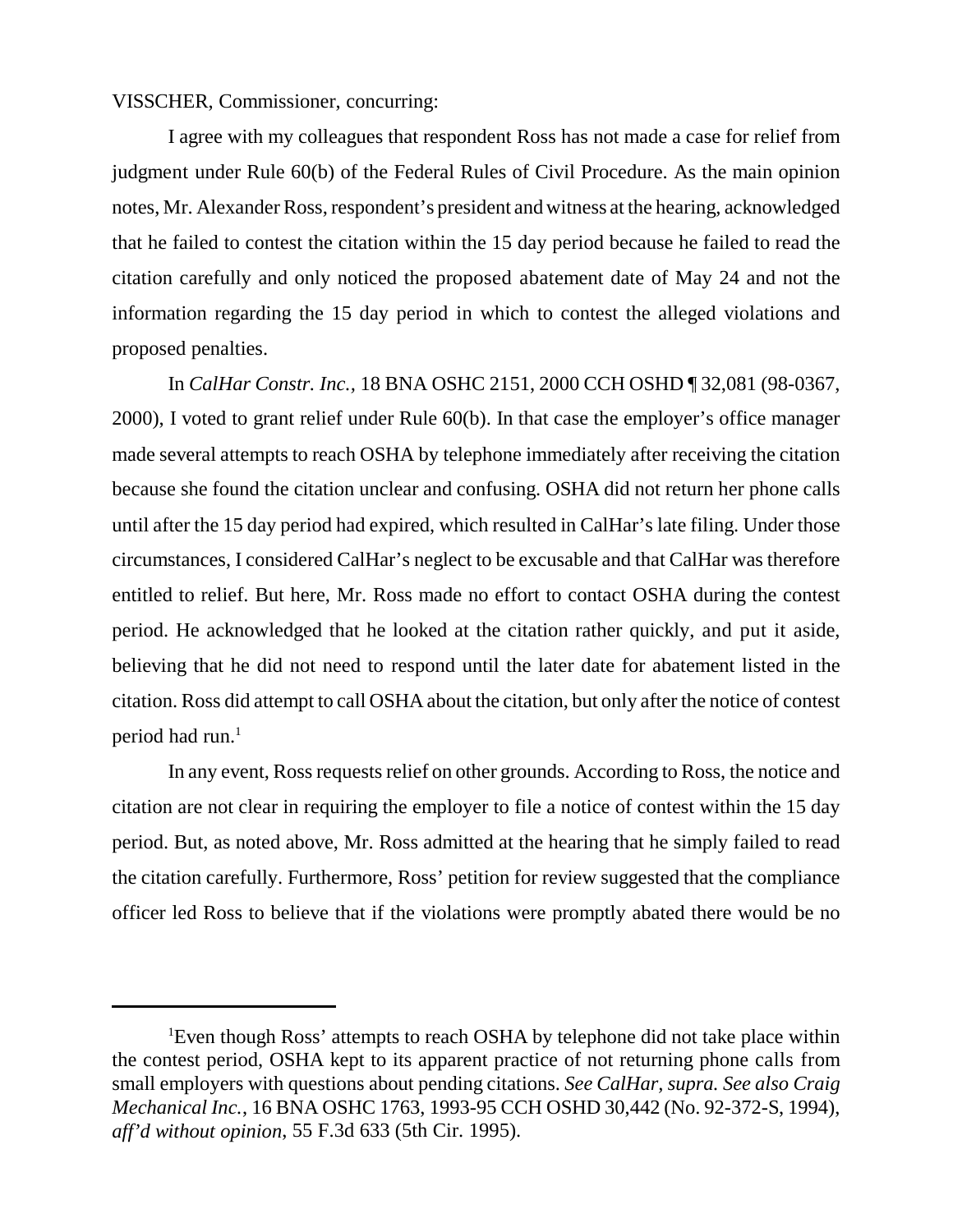VISSCHER, Commissioner, concurring:

I agree with my colleagues that respondent Ross has not made a case for relief from judgment under Rule 60(b) of the Federal Rules of Civil Procedure. As the main opinion notes, Mr. Alexander Ross, respondent's president and witness at the hearing, acknowledged that he failed to contest the citation within the 15 day period because he failed to read the citation carefully and only noticed the proposed abatement date of May 24 and not the information regarding the 15 day period in which to contest the alleged violations and proposed penalties.

In *CalHar Constr. Inc.*, 18 BNA OSHC 2151, 2000 CCH OSHD ¶ 32,081 (98-0367, 2000), I voted to grant relief under Rule 60(b). In that case the employer's office manager made several attempts to reach OSHA by telephone immediately after receiving the citation because she found the citation unclear and confusing. OSHA did not return her phone calls until after the 15 day period had expired, which resulted in CalHar's late filing. Under those circumstances, I considered CalHar's neglect to be excusable and that CalHar was therefore entitled to relief. But here, Mr. Ross made no effort to contact OSHA during the contest period. He acknowledged that he looked at the citation rather quickly, and put it aside, believing that he did not need to respond until the later date for abatement listed in the citation. Ross did attempt to call OSHA about the citation, but only after the notice of contest period had run.[1]

In any event, Ross requests relief on other grounds. According to Ross, the notice and citation are not clear in requiring the employer to file a notice of contest within the 15 day period. But, as noted above, Mr. Ross admitted at the hearing that he simply failed to read the citation carefully. Furthermore, Ross' petition for review suggested that the compliance officer led Ross to believe that if the violations were promptly abated there would be no

[1]Even though Ross' attempts to reach OSHA by telephone did not take place within the contest period, OSHA kept to its apparent practice of not returning phone calls from small employers with questions about pending citations. *See CalHar, supra. See also Craig Mechanical Inc.*, 16 BNA OSHC 1763, 1993-95 CCH OSHD 30,442 (No. 92-372-S, 1994), *aff'd without opinion*, 55 F.3d 633 (5th Cir. 1995).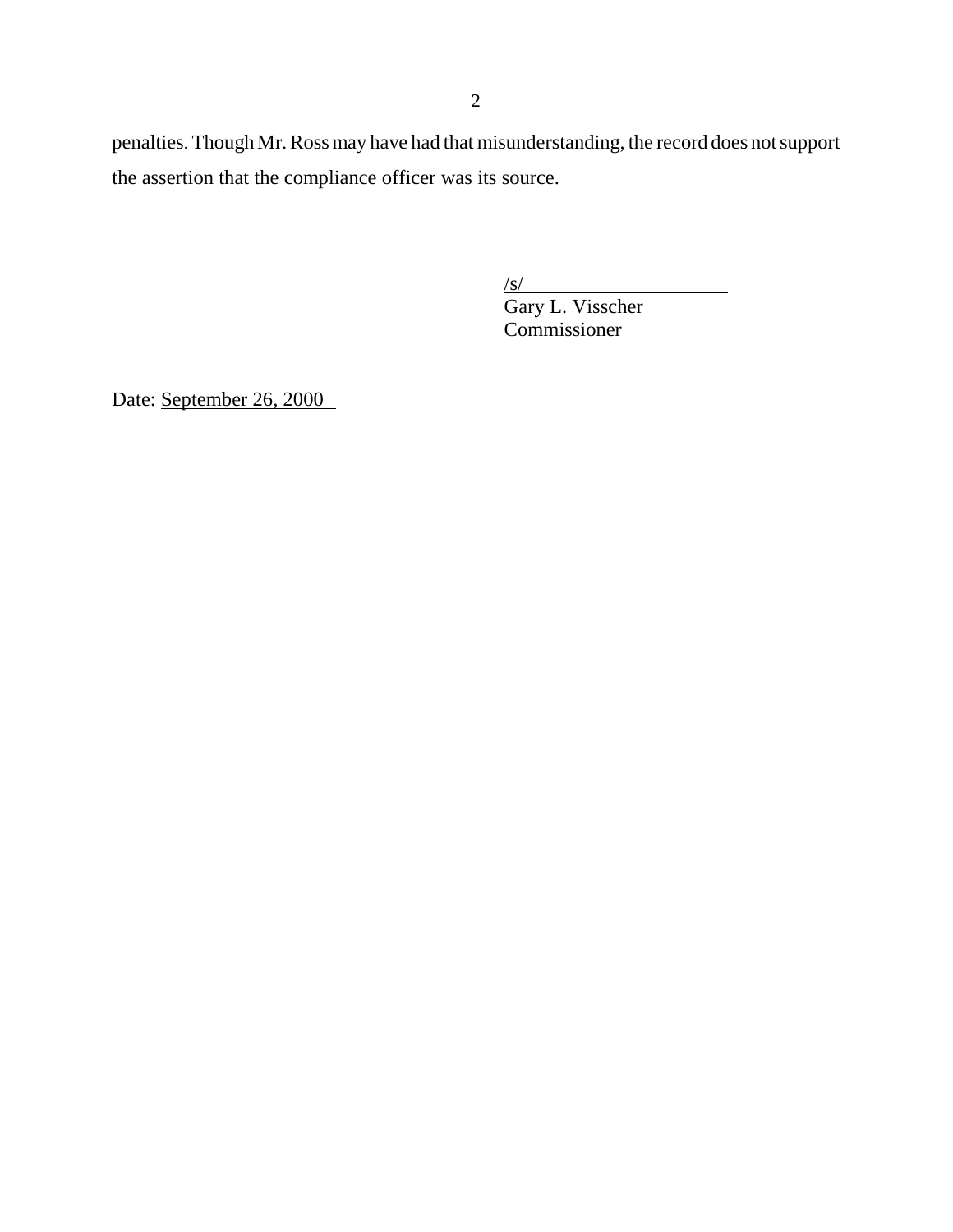penalties. Though Mr. Ross may have had that misunderstanding, the record does not support the assertion that the compliance officer was its source.

/s/
Gary L. Visscher
Commissioner

Date: September 26, 2000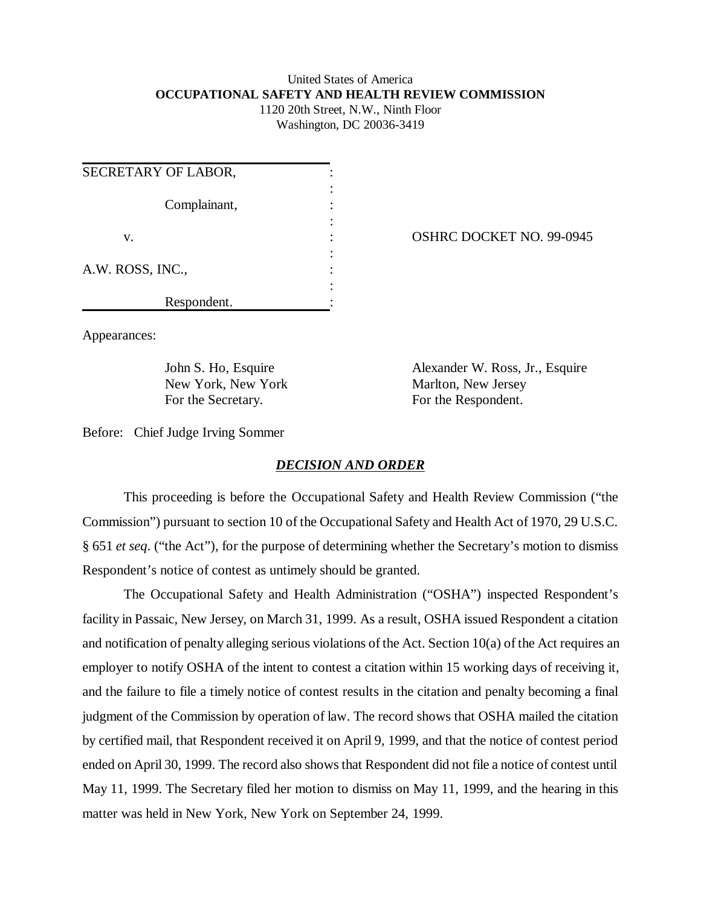United States of America
**OCCUPATIONAL SAFETY AND HEALTH REVIEW COMMISSION**
1120 20th Street, N.W., Ninth Floor
Washington, DC 20036-3419

| | |
|---|---|
| SECRETARY OF LABOR, Complainant, | |
| v. | OSHRC DOCKET NO. 99-0945 |
| A.W. ROSS, INC., Respondent. | |

Appearances:

| | |
|---|---|
| John S. Ho, Esquire | Alexander W. Ross, Jr., Esquire |
| New York, New York | Marlton, New Jersey |
| For the Secretary. | For the Respondent. |

Before: Chief Judge Irving Sommer

## ***DECISION AND ORDER***

This proceeding is before the Occupational Safety and Health Review Commission ("the Commission") pursuant to section 10 of the Occupational Safety and Health Act of 1970, 29 U.S.C. § 651 *et seq*. ("the Act"), for the purpose of determining whether the Secretary's motion to dismiss Respondent's notice of contest as untimely should be granted.

The Occupational Safety and Health Administration ("OSHA") inspected Respondent's facility in Passaic, New Jersey, on March 31, 1999. As a result, OSHA issued Respondent a citation and notification of penalty alleging serious violations of the Act. Section 10(a) of the Act requires an employer to notify OSHA of the intent to contest a citation within 15 working days of receiving it, and the failure to file a timely notice of contest results in the citation and penalty becoming a final judgment of the Commission by operation of law. The record shows that OSHA mailed the citation by certified mail, that Respondent received it on April 9, 1999, and that the notice of contest period ended on April 30, 1999. The record also shows that Respondent did not file a notice of contest until May 11, 1999. The Secretary filed her motion to dismiss on May 11, 1999, and the hearing in this matter was held in New York, New York on September 24, 1999.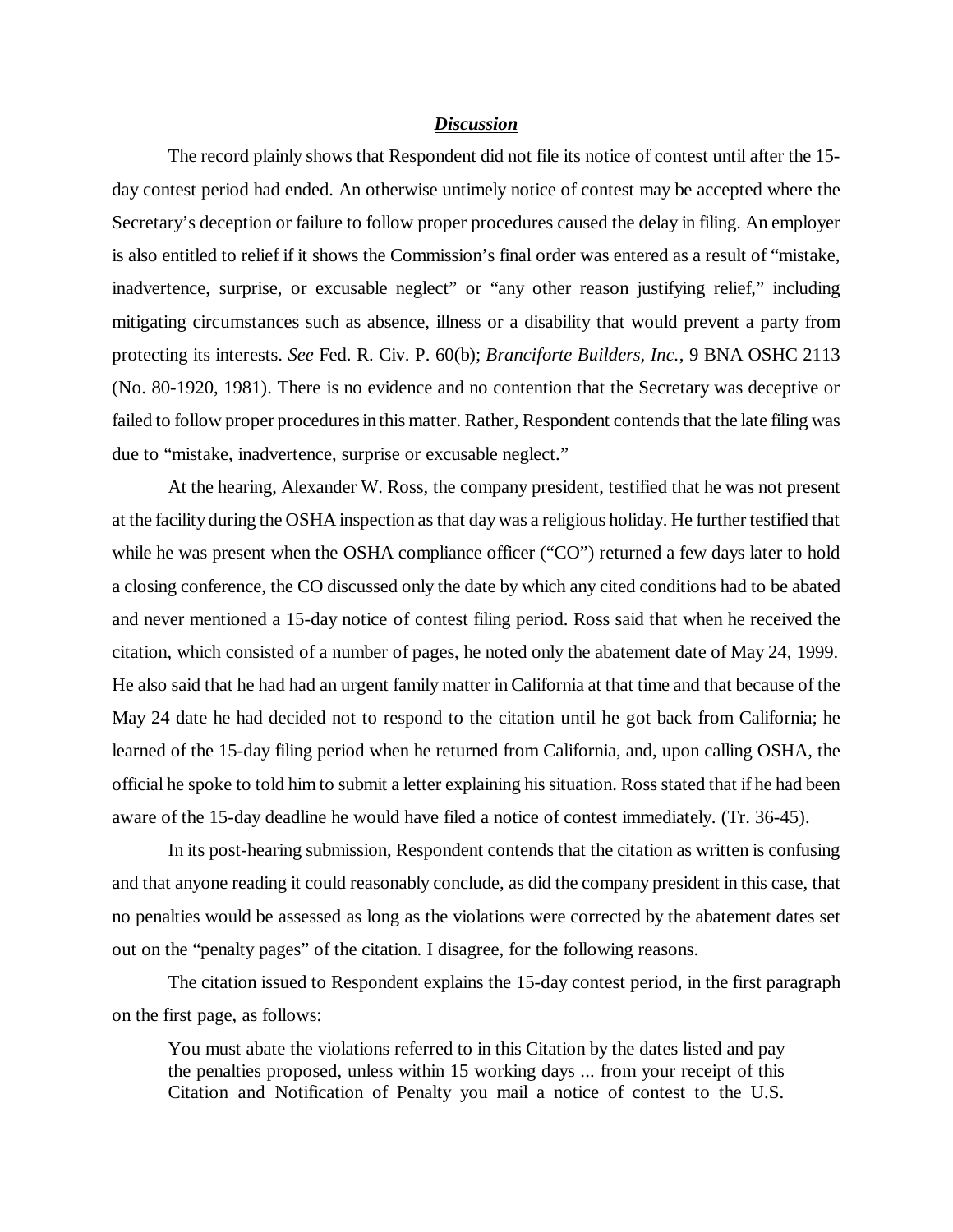### ***Discussion***

The record plainly shows that Respondent did not file its notice of contest until after the 15-day contest period had ended. An otherwise untimely notice of contest may be accepted where the Secretary's deception or failure to follow proper procedures caused the delay in filing. An employer is also entitled to relief if it shows the Commission's final order was entered as a result of "mistake, inadvertence, surprise, or excusable neglect" or "any other reason justifying relief," including mitigating circumstances such as absence, illness or a disability that would prevent a party from protecting its interests. *See* Fed. R. Civ. P. 60(b); *Branciforte Builders, Inc.*, 9 BNA OSHC 2113 (No. 80-1920, 1981). There is no evidence and no contention that the Secretary was deceptive or failed to follow proper procedures in this matter. Rather, Respondent contends that the late filing was due to "mistake, inadvertence, surprise or excusable neglect."

At the hearing, Alexander W. Ross, the company president, testified that he was not present at the facility during the OSHA inspection as that day was a religious holiday. He further testified that while he was present when the OSHA compliance officer ("CO") returned a few days later to hold a closing conference, the CO discussed only the date by which any cited conditions had to be abated and never mentioned a 15-day notice of contest filing period. Ross said that when he received the citation, which consisted of a number of pages, he noted only the abatement date of May 24, 1999. He also said that he had had an urgent family matter in California at that time and that because of the May 24 date he had decided not to respond to the citation until he got back from California; he learned of the 15-day filing period when he returned from California, and, upon calling OSHA, the official he spoke to told him to submit a letter explaining his situation. Ross stated that if he had been aware of the 15-day deadline he would have filed a notice of contest immediately. (Tr. 36-45).

In its post-hearing submission, Respondent contends that the citation as written is confusing and that anyone reading it could reasonably conclude, as did the company president in this case, that no penalties would be assessed as long as the violations were corrected by the abatement dates set out on the "penalty pages" of the citation. I disagree, for the following reasons.

The citation issued to Respondent explains the 15-day contest period, in the first paragraph on the first page, as follows:

> You must abate the violations referred to in this Citation by the dates listed and pay the penalties proposed, unless within 15 working days ... from your receipt of this Citation and Notification of Penalty you mail a notice of contest to the U.S.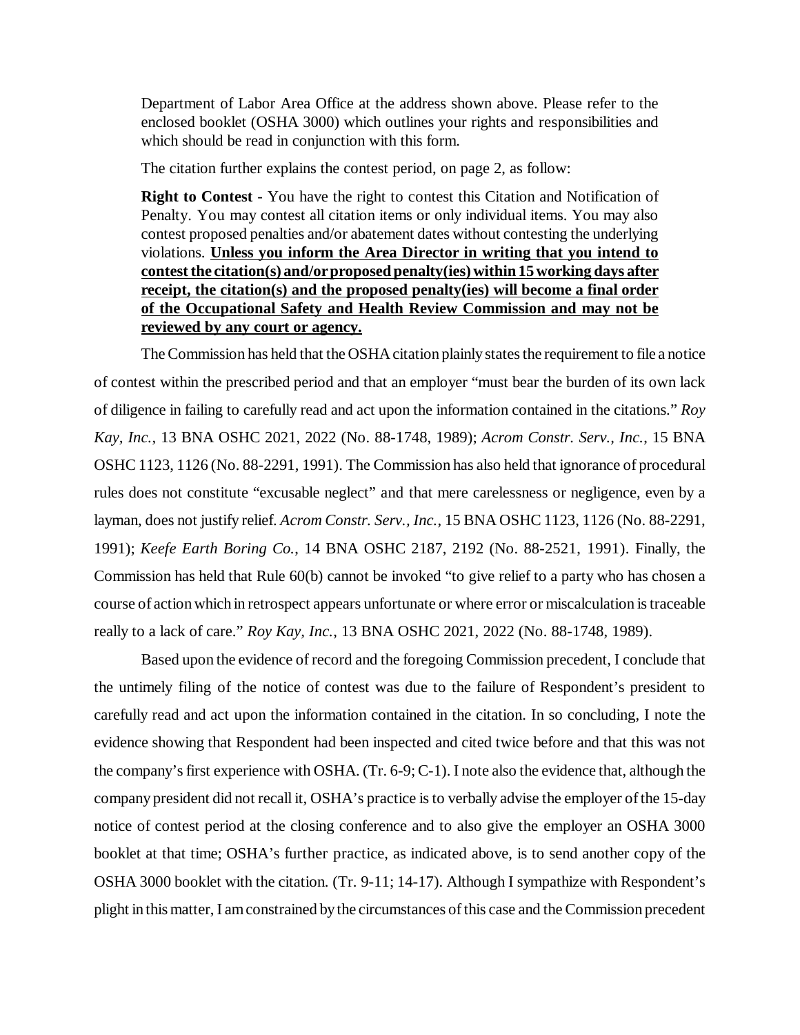> Department of Labor Area Office at the address shown above. Please refer to the enclosed booklet (OSHA 3000) which outlines your rights and responsibilities and which should be read in conjunction with this form.

The citation further explains the contest period, on page 2, as follow:

> **Right to Contest** - You have the right to contest this Citation and Notification of Penalty. You may contest all citation items or only individual items. You may also contest proposed penalties and/or abatement dates without contesting the underlying violations. **Unless you inform the Area Director in writing that you intend to contest the citation(s) and/or proposed penalty(ies) within 15 working days after receipt, the citation(s) and the proposed penalty(ies) will become a final order of the Occupational Safety and Health Review Commission and may not be reviewed by any court or agency.**

The Commission has held that the OSHA citation plainly states the requirement to file a notice of contest within the prescribed period and that an employer "must bear the burden of its own lack of diligence in failing to carefully read and act upon the information contained in the citations." *Roy Kay, Inc.*, 13 BNA OSHC 2021, 2022 (No. 88-1748, 1989); *Acrom Constr. Serv., Inc.*, 15 BNA OSHC 1123, 1126 (No. 88-2291, 1991). The Commission has also held that ignorance of procedural rules does not constitute "excusable neglect" and that mere carelessness or negligence, even by a layman, does not justify relief. *Acrom Constr. Serv., Inc.*, 15 BNA OSHC 1123, 1126 (No. 88-2291, 1991); *Keefe Earth Boring Co.*, 14 BNA OSHC 2187, 2192 (No. 88-2521, 1991). Finally, the Commission has held that Rule 60(b) cannot be invoked "to give relief to a party who has chosen a course of action which in retrospect appears unfortunate or where error or miscalculation is traceable really to a lack of care." *Roy Kay, Inc.*, 13 BNA OSHC 2021, 2022 (No. 88-1748, 1989).

Based upon the evidence of record and the foregoing Commission precedent, I conclude that the untimely filing of the notice of contest was due to the failure of Respondent's president to carefully read and act upon the information contained in the citation. In so concluding, I note the evidence showing that Respondent had been inspected and cited twice before and that this was not the company's first experience with OSHA. (Tr. 6-9; C-1). I note also the evidence that, although the company president did not recall it, OSHA's practice is to verbally advise the employer of the 15-day notice of contest period at the closing conference and to also give the employer an OSHA 3000 booklet at that time; OSHA's further practice, as indicated above, is to send another copy of the OSHA 3000 booklet with the citation. (Tr. 9-11; 14-17). Although I sympathize with Respondent's plight in this matter, I am constrained by the circumstances of this case and the Commission precedent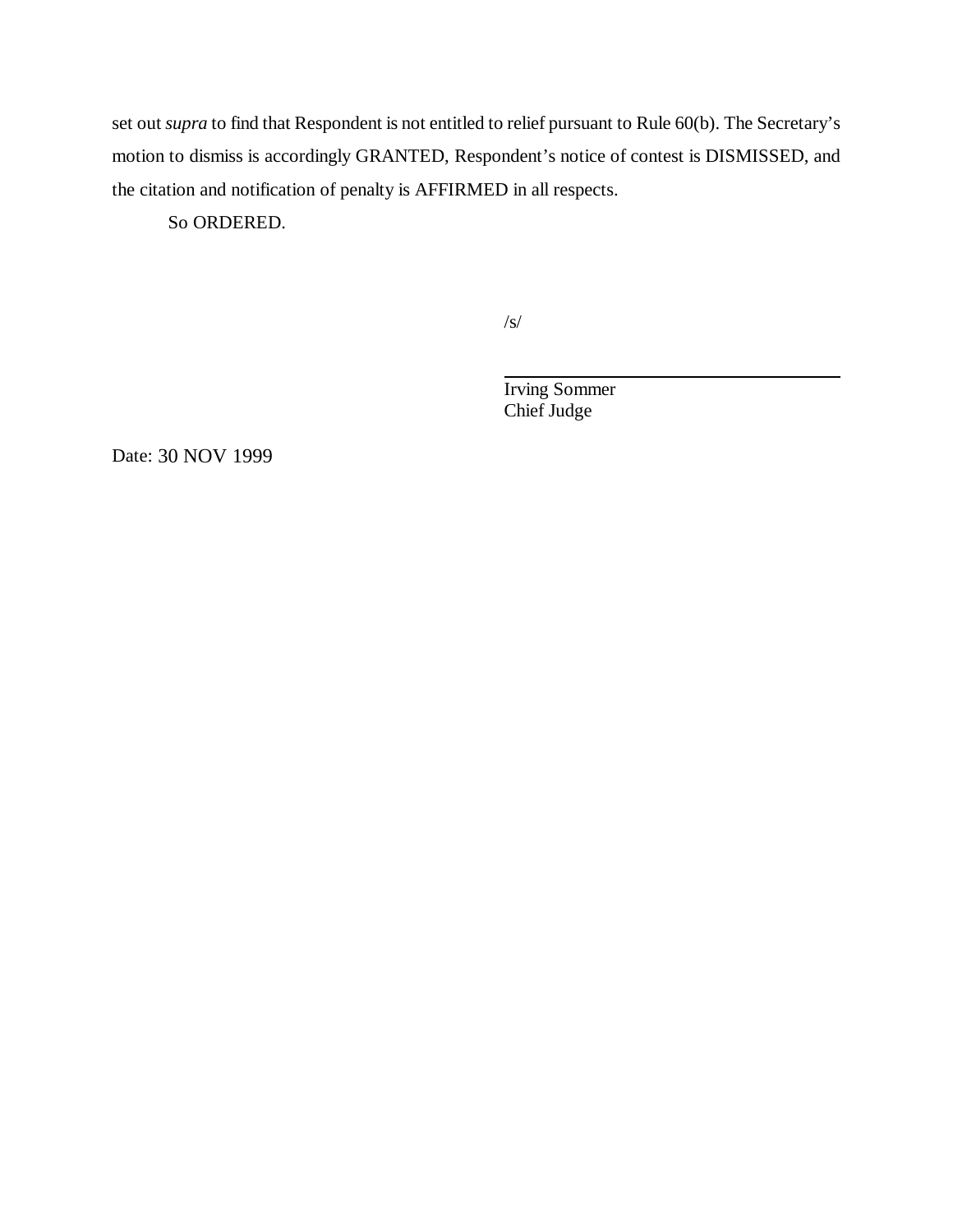set out *supra* to find that Respondent is not entitled to relief pursuant to Rule 60(b). The Secretary's motion to dismiss is accordingly GRANTED, Respondent's notice of contest is DISMISSED, and the citation and notification of penalty is AFFIRMED in all respects.

So ORDERED.

/s/

Irving Sommer
Chief Judge

Date: 30 NOV 1999